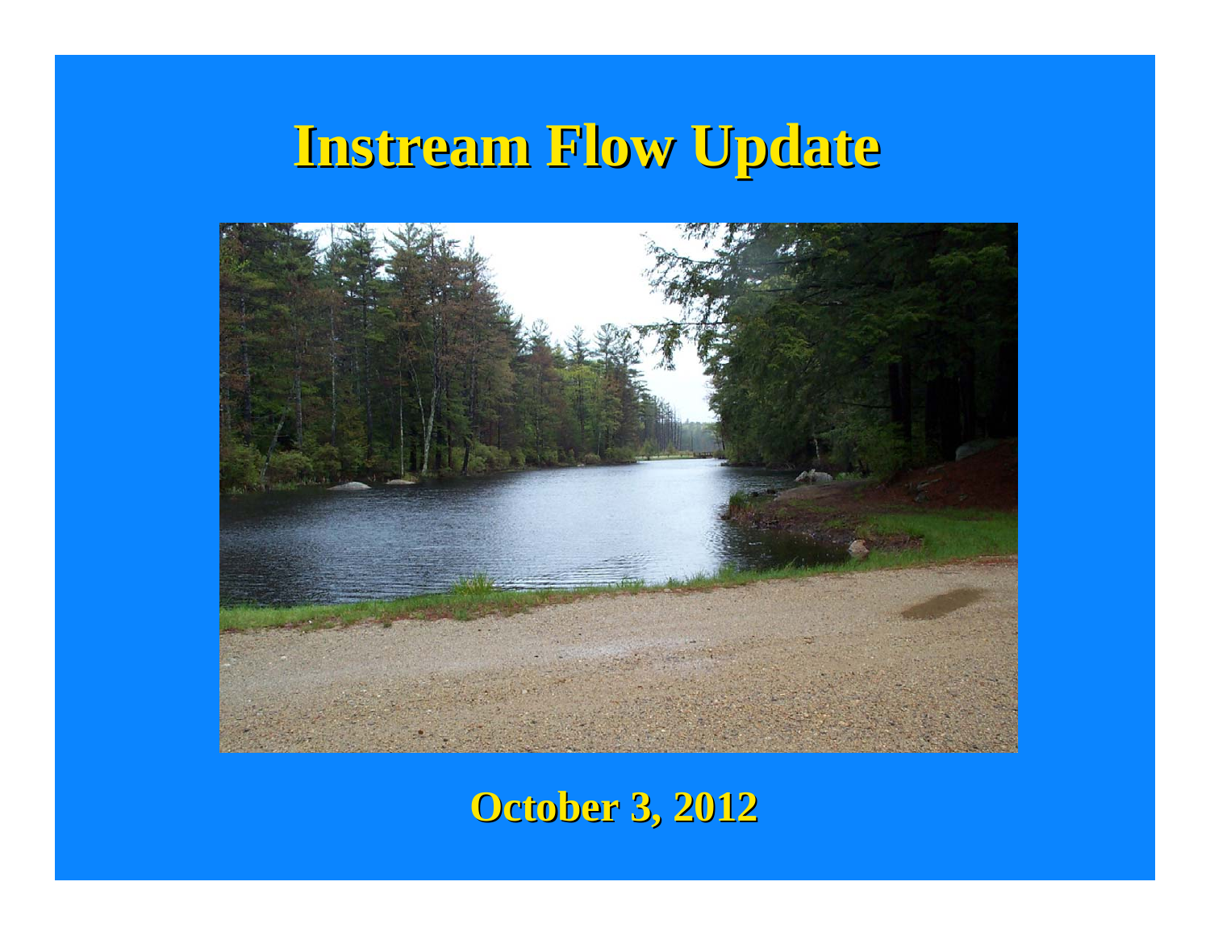# Instream Flow Update

October 3, 2012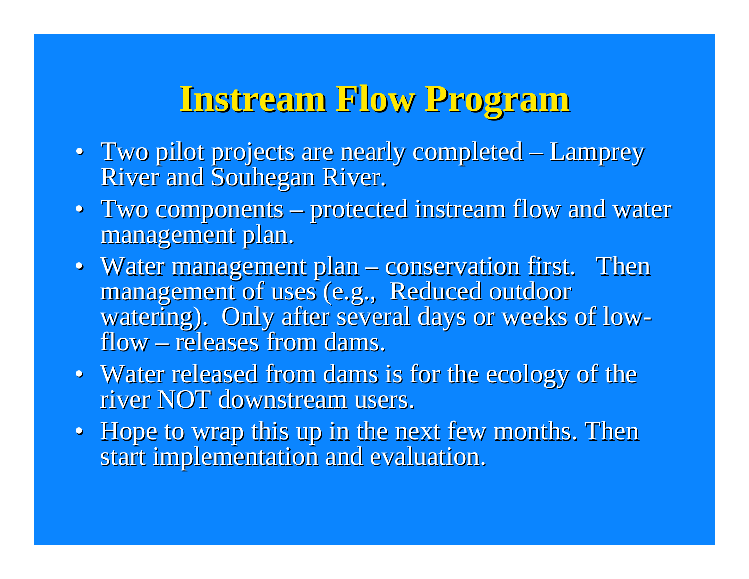# Instream Flow Program

- Two pilot projects are nearly completed – Lamprey River and Souhegan River.
- Two components – protected instream flow and water management plan.
- Water management plan – conservation first. Then management of uses (e.g., Reduced outdoor watering). Only after several days or weeks of low-flow – releases from dams.
- Water released from dams is for the ecology of the river NOT downstream users.
- Hope to wrap this up in the next few months. Then start implementation and evaluation.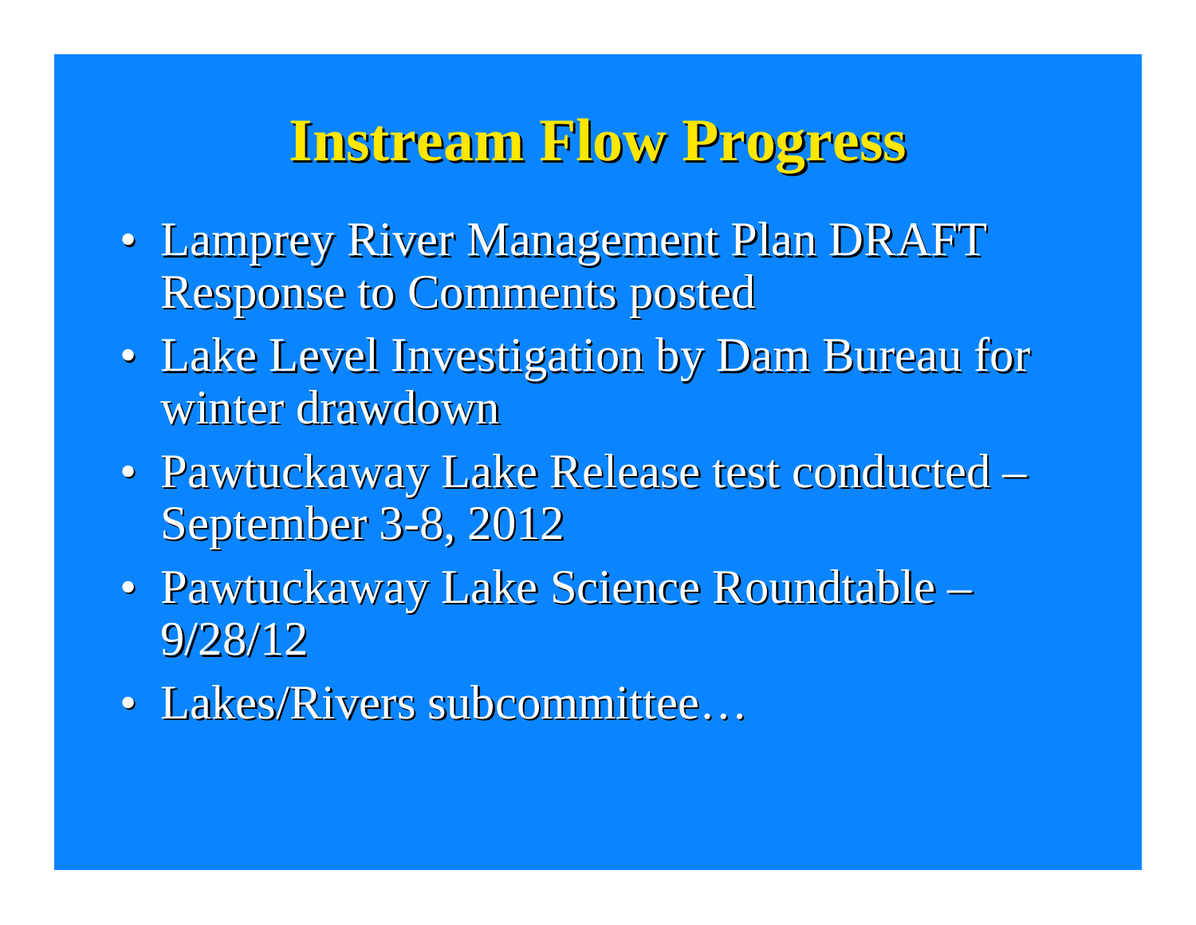# Instream Flow Progress

- Lamprey River Management Plan DRAFT Response to Comments posted
- Lake Level Investigation by Dam Bureau for winter drawdown
- Pawtuckaway Lake Release test conducted – September 3-8, 2012
- Pawtuckaway Lake Science Roundtable – 9/28/12
- Lakes/Rivers subcommittee…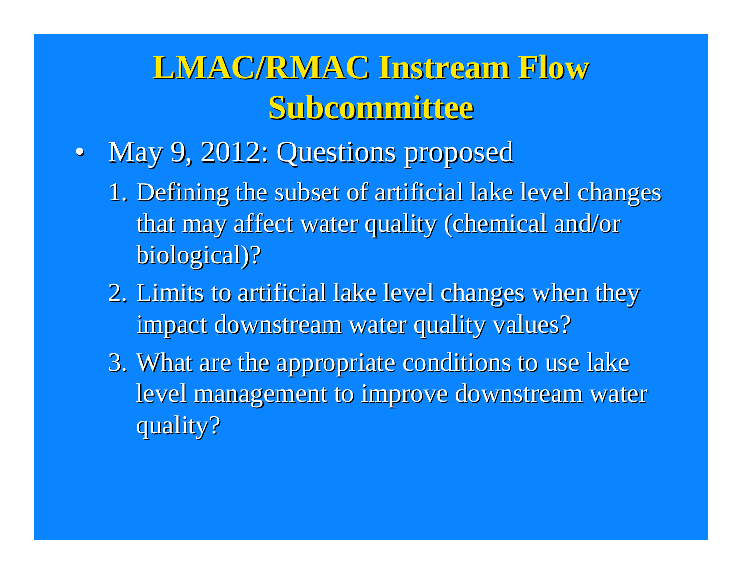# LMAC/RMAC Instream Flow Subcommittee

- May 9, 2012: Questions proposed
  1. Defining the subset of artificial lake level changes that may affect water quality (chemical and/or biological)?
  2. Limits to artificial lake level changes when they impact downstream water quality values?
  3. What are the appropriate conditions to use lake level management to improve downstream water quality?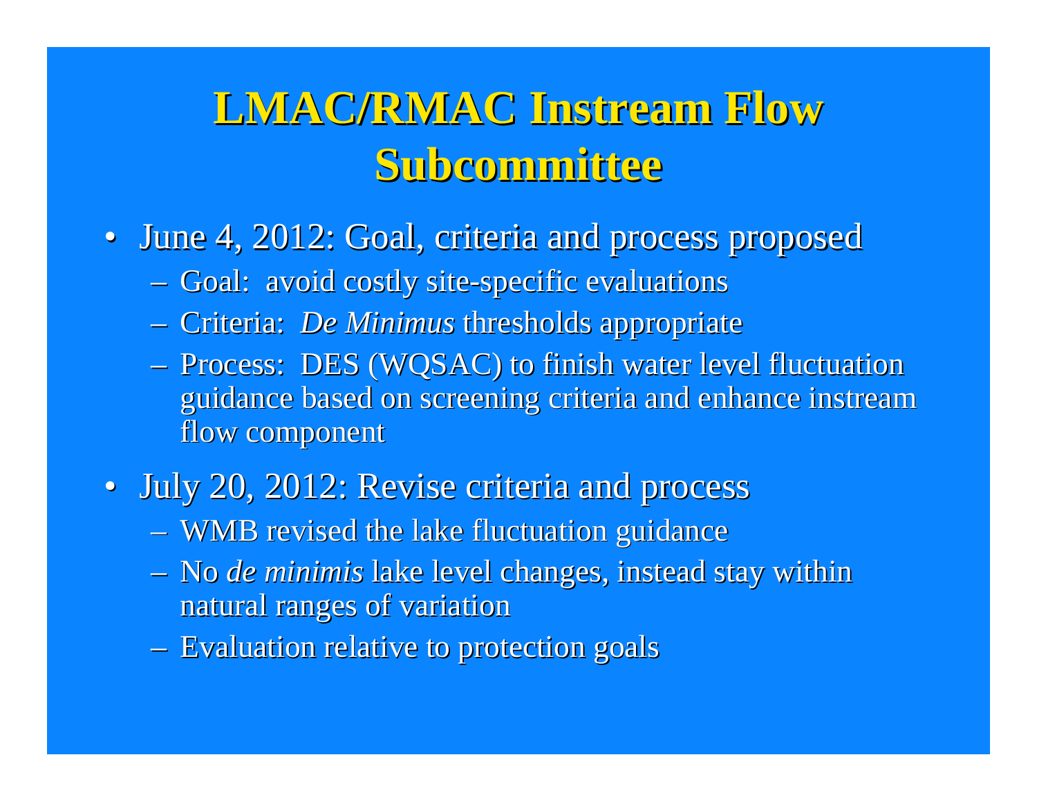# LMAC/RMAC Instream Flow Subcommittee

- June 4, 2012: Goal, criteria and process proposed
  - Goal: avoid costly site-specific evaluations
  - Criteria: *De Minimus* thresholds appropriate
  - Process: DES (WQSAC) to finish water level fluctuation guidance based on screening criteria and enhance instream flow component
- July 20, 2012: Revise criteria and process
  - WMB revised the lake fluctuation guidance
  - No *de minimis* lake level changes, instead stay within natural ranges of variation
  - Evaluation relative to protection goals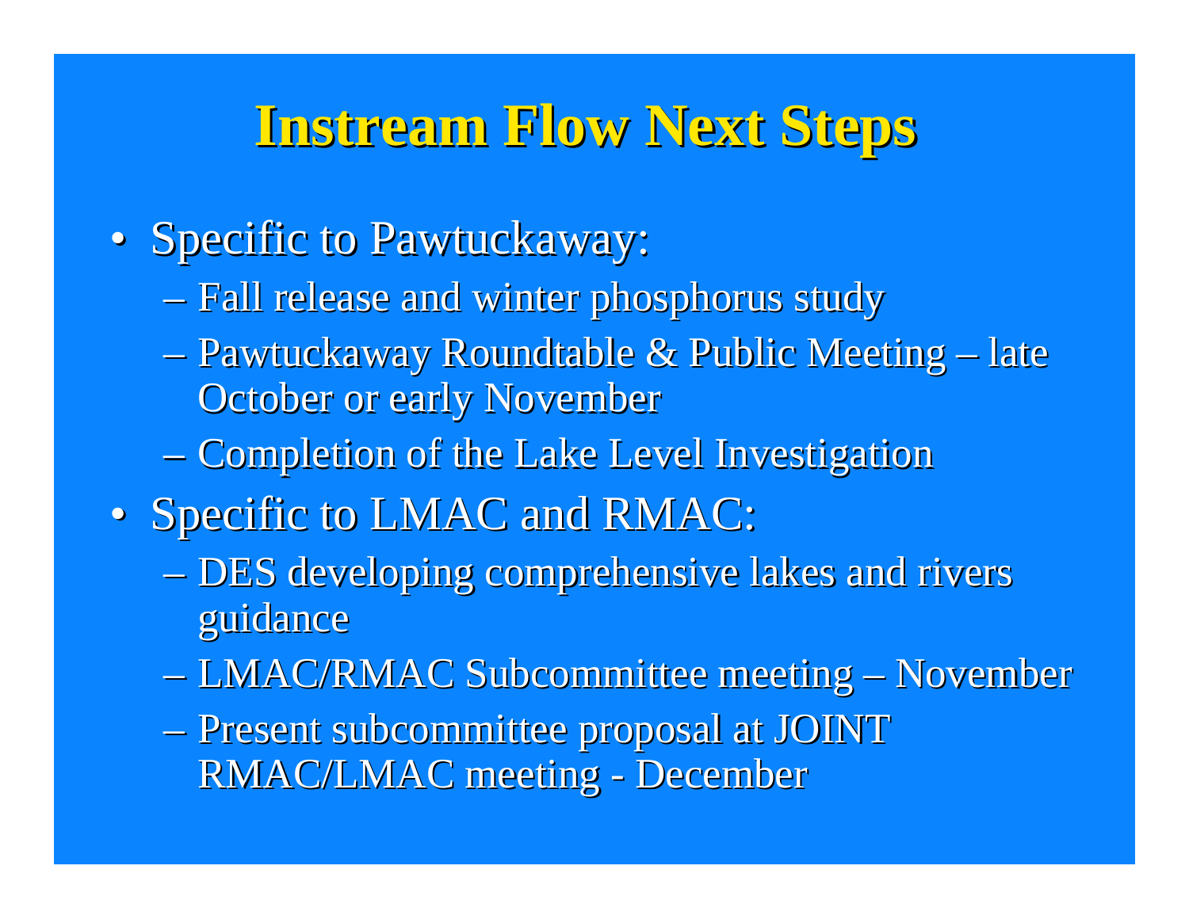# Instream Flow Next Steps

- Specific to Pawtuckaway:
  - Fall release and winter phosphorus study
  - Pawtuckaway Roundtable & Public Meeting – late October or early November
  - Completion of the Lake Level Investigation
- Specific to LMAC and RMAC:
  - DES developing comprehensive lakes and rivers guidance
  - LMAC/RMAC Subcommittee meeting – November
  - Present subcommittee proposal at JOINT RMAC/LMAC meeting - December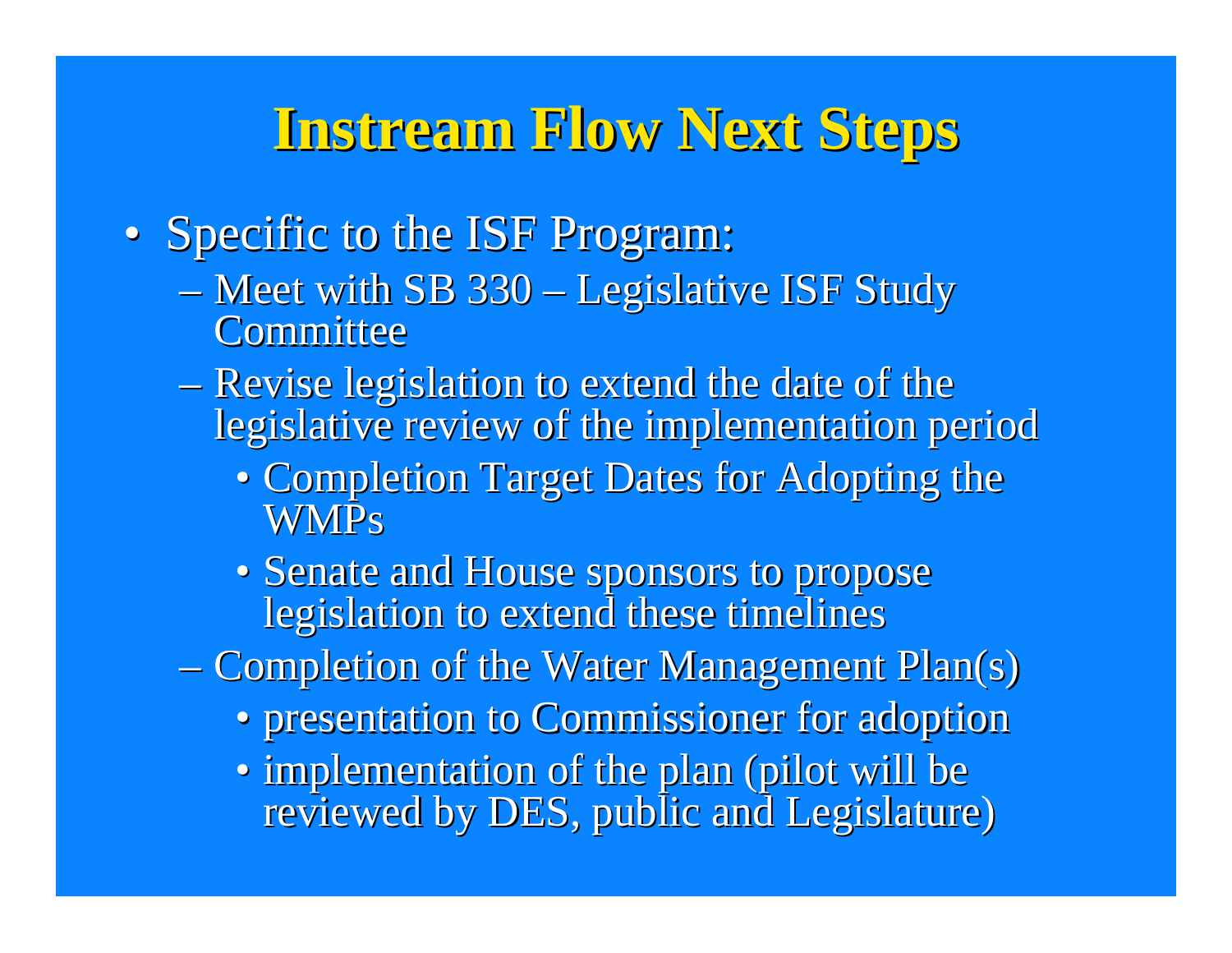# Instream Flow Next Steps

- Specific to the ISF Program:
  - Meet with SB 330 – Legislative ISF Study Committee
  - Revise legislation to extend the date of the legislative review of the implementation period
    - Completion Target Dates for Adopting the WMPs
    - Senate and House sponsors to propose legislation to extend these timelines
  - Completion of the Water Management Plan(s)
    - presentation to Commissioner for adoption
    - implementation of the plan (pilot will be reviewed by DES, public and Legislature)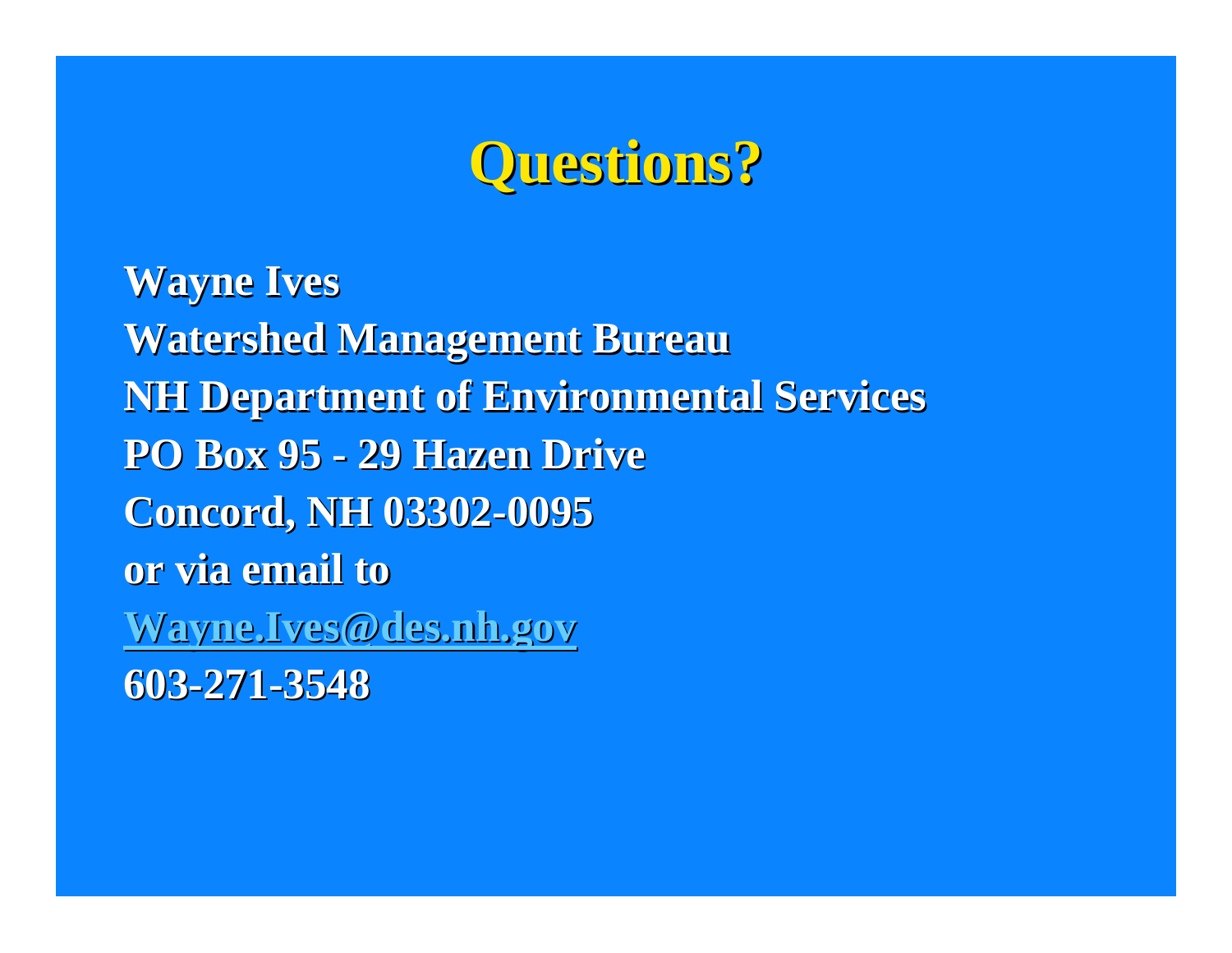# Questions?

**Wayne Ives**
**Watershed Management Bureau**
**NH Department of Environmental Services**
**PO Box 95 - 29 Hazen Drive**
**Concord, NH 03302-0095**
**or via email to**
**Wayne.Ives@des.nh.gov**
**603-271-3548**